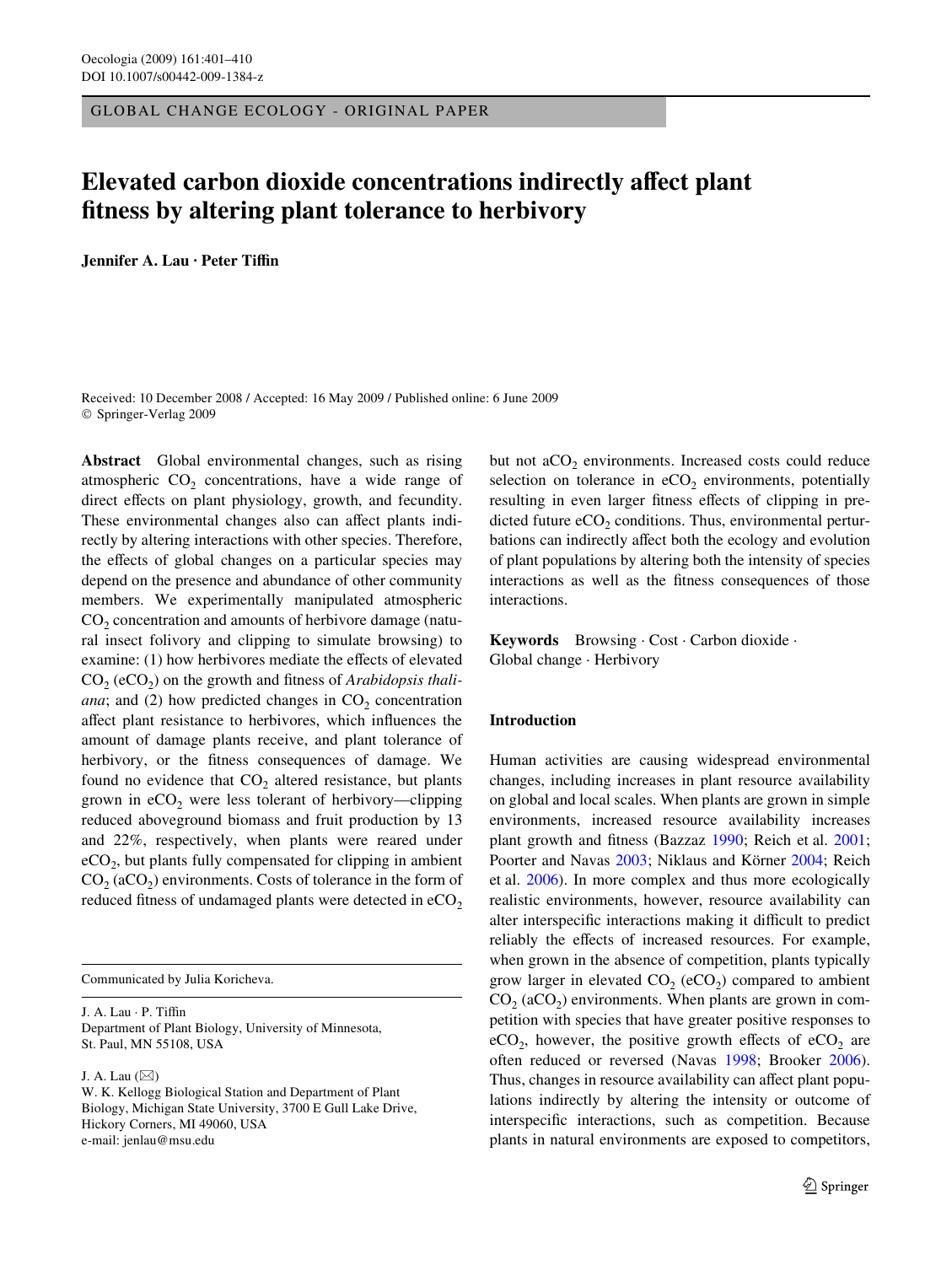GLOBAL CHANGE ECOLOGY - ORIGINAL PAPER

# Elevated carbon dioxide concentrations indirectly affect plant fitness by altering plant tolerance to herbivory

**Jennifer A. Lau · Peter Tiffin**

Received: 10 December 2008 / Accepted: 16 May 2009 / Published online: 6 June 2009
© Springer-Verlag 2009

**Abstract** Global environmental changes, such as rising atmospheric $CO_2$ concentrations, have a wide range of direct effects on plant physiology, growth, and fecundity. These environmental changes also can affect plants indirectly by altering interactions with other species. Therefore, the effects of global changes on a particular species may depend on the presence and abundance of other community members. We experimentally manipulated atmospheric $CO_2$ concentration and amounts of herbivore damage (natural insect folivory and clipping to simulate browsing) to examine: (1) how herbivores mediate the effects of elevated $CO_2$ ($eCO_2$) on the growth and fitness of *Arabidopsis thaliana*; and (2) how predicted changes in $CO_2$ concentration affect plant resistance to herbivores, which influences the amount of damage plants receive, and plant tolerance of herbivory, or the fitness consequences of damage. We found no evidence that $CO_2$ altered resistance, but plants grown in $eCO_2$ were less tolerant of herbivory—clipping reduced aboveground biomass and fruit production by 13 and 22%, respectively, when plants were reared under $eCO_2$, but plants fully compensated for clipping in ambient $CO_2$ ($aCO_2$) environments. Costs of tolerance in the form of reduced fitness of undamaged plants were detected in $eCO_2$ but not $aCO_2$ environments. Increased costs could reduce selection on tolerance in $eCO_2$ environments, potentially resulting in even larger fitness effects of clipping in predicted future $eCO_2$ conditions. Thus, environmental perturbations can indirectly affect both the ecology and evolution of plant populations by altering both the intensity of species interactions as well as the fitness consequences of those interactions.

**Keywords** Browsing · Cost · Carbon dioxide · Global change · Herbivory

Communicated by Julia Koricheva.

J. A. Lau · P. Tiffin
Department of Plant Biology, University of Minnesota, St. Paul, MN 55108, USA

J. A. Lau (✉)
W. K. Kellogg Biological Station and Department of Plant Biology, Michigan State University, 3700 E Gull Lake Drive, Hickory Corners, MI 49060, USA
e-mail: jenlau@msu.edu

## Introduction

Human activities are causing widespread environmental changes, including increases in plant resource availability on global and local scales. When plants are grown in simple environments, increased resource availability increases plant growth and fitness (Bazzaz 1990; Reich et al. 2001; Poorter and Navas 2003; Niklaus and Körner 2004; Reich et al. 2006). In more complex and thus more ecologically realistic environments, however, resource availability can alter interspecific interactions making it difficult to predict reliably the effects of increased resources. For example, when grown in the absence of competition, plants typically grow larger in elevated $CO_2$ ($eCO_2$) compared to ambient $CO_2$ ($aCO_2$) environments. When plants are grown in competition with species that have greater positive responses to $eCO_2$, however, the positive growth effects of $eCO_2$ are often reduced or reversed (Navas 1998; Brooker 2006). Thus, changes in resource availability can affect plant populations indirectly by altering the intensity or outcome of interspecific interactions, such as competition. Because plants in natural environments are exposed to competitors,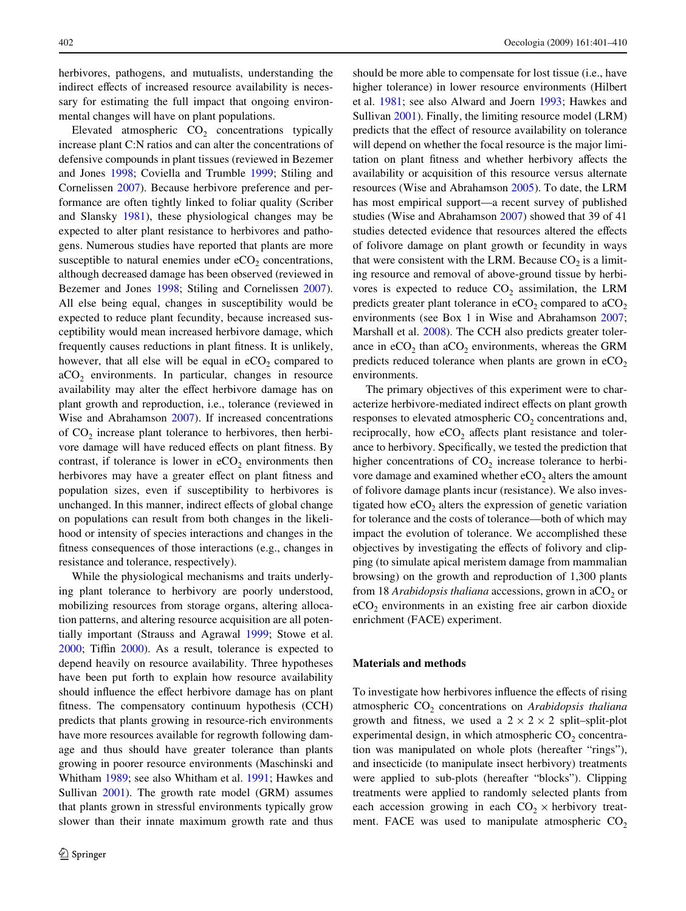herbivores, pathogens, and mutualists, understanding the indirect effects of increased resource availability is necessary for estimating the full impact that ongoing environmental changes will have on plant populations.

Elevated atmospheric $CO_2$ concentrations typically increase plant C:N ratios and can alter the concentrations of defensive compounds in plant tissues (reviewed in Bezemer and Jones 1998; Coviella and Trumble 1999; Stiling and Cornelissen 2007). Because herbivore preference and performance are often tightly linked to foliar quality (Scriber and Slansky 1981), these physiological changes may be expected to alter plant resistance to herbivores and pathogens. Numerous studies have reported that plants are more susceptible to natural enemies under $eCO_2$ concentrations, although decreased damage has been observed (reviewed in Bezemer and Jones 1998; Stiling and Cornelissen 2007). All else being equal, changes in susceptibility would be expected to reduce plant fecundity, because increased susceptibility would mean increased herbivore damage, which frequently causes reductions in plant fitness. It is unlikely, however, that all else will be equal in $eCO_2$ compared to $aCO_2$ environments. In particular, changes in resource availability may alter the effect herbivore damage has on plant growth and reproduction, i.e., tolerance (reviewed in Wise and Abrahamson 2007). If increased concentrations of $CO_2$ increase plant tolerance to herbivores, then herbivore damage will have reduced effects on plant fitness. By contrast, if tolerance is lower in $eCO_2$ environments then herbivores may have a greater effect on plant fitness and population sizes, even if susceptibility to herbivores is unchanged. In this manner, indirect effects of global change on populations can result from both changes in the likelihood or intensity of species interactions and changes in the fitness consequences of those interactions (e.g., changes in resistance and tolerance, respectively).

While the physiological mechanisms and traits underlying plant tolerance to herbivory are poorly understood, mobilizing resources from storage organs, altering allocation patterns, and altering resource acquisition are all potentially important (Strauss and Agrawal 1999; Stowe et al. 2000; Tiffin 2000). As a result, tolerance is expected to depend heavily on resource availability. Three hypotheses have been put forth to explain how resource availability should influence the effect herbivore damage has on plant fitness. The compensatory continuum hypothesis (CCH) predicts that plants growing in resource-rich environments have more resources available for regrowth following damage and thus should have greater tolerance than plants growing in poorer resource environments (Maschinski and Whitham 1989; see also Whitham et al. 1991; Hawkes and Sullivan 2001). The growth rate model (GRM) assumes that plants grown in stressful environments typically grow slower than their innate maximum growth rate and thus should be more able to compensate for lost tissue (i.e., have higher tolerance) in lower resource environments (Hilbert et al. 1981; see also Alward and Joern 1993; Hawkes and Sullivan 2001). Finally, the limiting resource model (LRM) predicts that the effect of resource availability on tolerance will depend on whether the focal resource is the major limitation on plant fitness and whether herbivory affects the availability or acquisition of this resource versus alternate resources (Wise and Abrahamson 2005). To date, the LRM has most empirical support—a recent survey of published studies (Wise and Abrahamson 2007) showed that 39 of 41 studies detected evidence that resources altered the effects of folivore damage on plant growth or fecundity in ways that were consistent with the LRM. Because $CO_2$ is a limiting resource and removal of above-ground tissue by herbivores is expected to reduce $CO_2$ assimilation, the LRM predicts greater plant tolerance in $eCO_2$ compared to $aCO_2$ environments (see Box 1 in Wise and Abrahamson 2007; Marshall et al. 2008). The CCH also predicts greater tolerance in $eCO_2$ than $aCO_2$ environments, whereas the GRM predicts reduced tolerance when plants are grown in $eCO_2$ environments.

The primary objectives of this experiment were to characterize herbivore-mediated indirect effects on plant growth responses to elevated atmospheric $CO_2$ concentrations and, reciprocally, how $eCO_2$ affects plant resistance and tolerance to herbivory. Specifically, we tested the prediction that higher concentrations of $CO_2$ increase tolerance to herbivore damage and examined whether $eCO_2$ alters the amount of folivore damage plants incur (resistance). We also investigated how $eCO_2$ alters the expression of genetic variation for tolerance and the costs of tolerance—both of which may impact the evolution of tolerance. We accomplished these objectives by investigating the effects of folivory and clipping (to simulate apical meristem damage from mammalian browsing) on the growth and reproduction of 1,300 plants from 18 *Arabidopsis thaliana* accessions, grown in $aCO_2$ or $eCO_2$ environments in an existing free air carbon dioxide enrichment (FACE) experiment.

## Materials and methods

To investigate how herbivores influence the effects of rising atmospheric $CO_2$ concentrations on *Arabidopsis thaliana* growth and fitness, we used a $2 \times 2 \times 2$ split–split-plot experimental design, in which atmospheric $CO_2$ concentration was manipulated on whole plots (hereafter "rings"), and insecticide (to manipulate insect herbivory) treatments were applied to sub-plots (hereafter "blocks"). Clipping treatments were applied to randomly selected plants from each accession growing in each $CO_2 \times$ herbivory treatment. FACE was used to manipulate atmospheric $CO_2$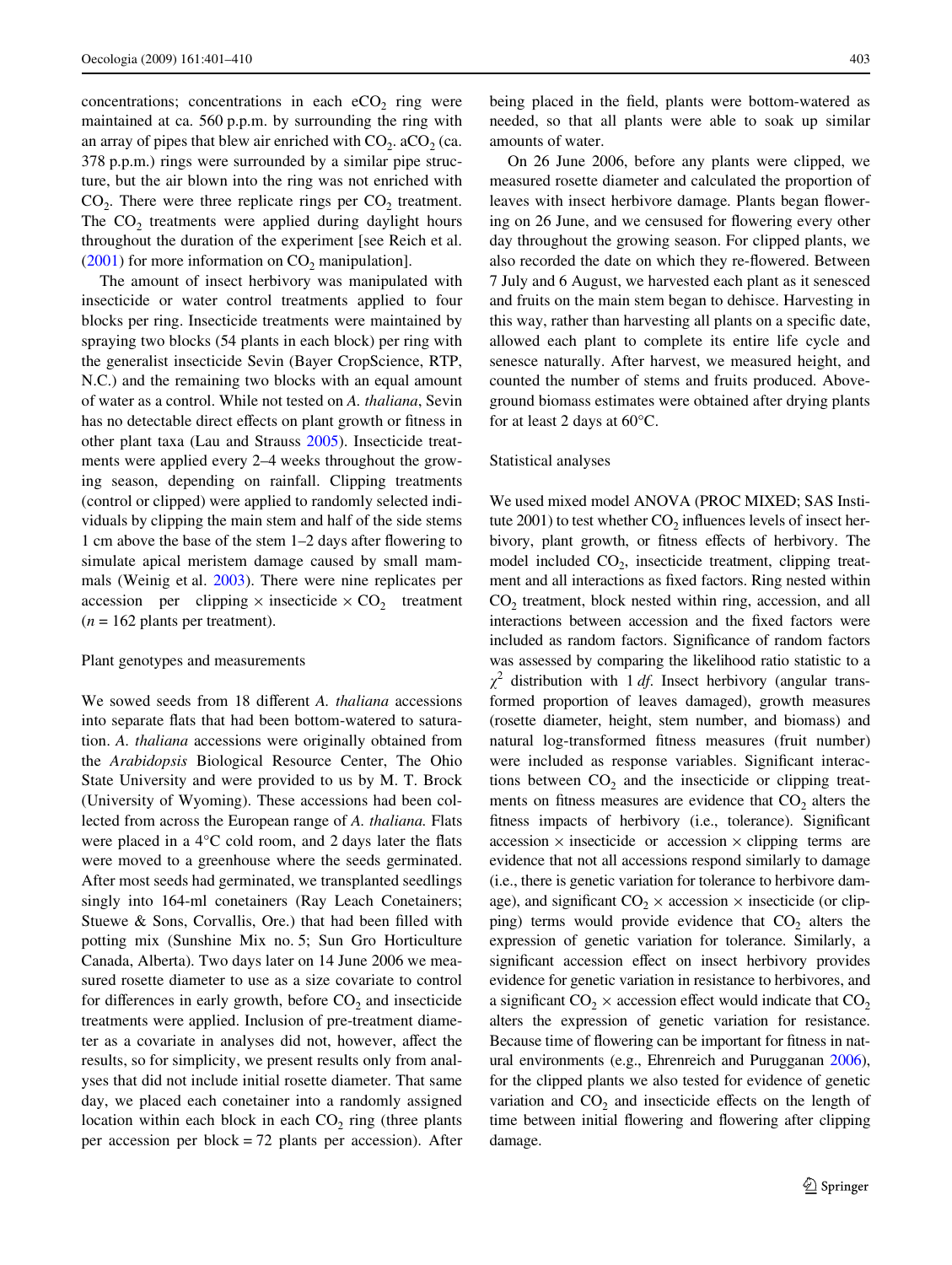concentrations; concentrations in each $eCO_2$ ring were maintained at ca. 560 p.p.m. by surrounding the ring with an array of pipes that blew air enriched with $CO_2$. $aCO_2$ (ca. 378 p.p.m.) rings were surrounded by a similar pipe structure, but the air blown into the ring was not enriched with $CO_2$. There were three replicate rings per $CO_2$ treatment. The $CO_2$ treatments were applied during daylight hours throughout the duration of the experiment [see Reich et al. (2001) for more information on $CO_2$ manipulation].

The amount of insect herbivory was manipulated with insecticide or water control treatments applied to four blocks per ring. Insecticide treatments were maintained by spraying two blocks (54 plants in each block) per ring with the generalist insecticide Sevin (Bayer CropScience, RTP, N.C.) and the remaining two blocks with an equal amount of water as a control. While not tested on *A. thaliana*, Sevin has no detectable direct effects on plant growth or fitness in other plant taxa (Lau and Strauss 2005). Insecticide treatments were applied every 2–4 weeks throughout the growing season, depending on rainfall. Clipping treatments (control or clipped) were applied to randomly selected individuals by clipping the main stem and half of the side stems 1 cm above the base of the stem 1–2 days after flowering to simulate apical meristem damage caused by small mammals (Weinig et al. 2003). There were nine replicates per accession per clipping × insecticide × $CO_2$ treatment ($n = 162$ plants per treatment).

## Plant genotypes and measurements

We sowed seeds from 18 different *A. thaliana* accessions into separate flats that had been bottom-watered to saturation. *A. thaliana* accessions were originally obtained from the *Arabidopsis* Biological Resource Center, The Ohio State University and were provided to us by M. T. Brock (University of Wyoming). These accessions had been collected from across the European range of *A. thaliana.* Flats were placed in a 4°C cold room, and 2 days later the flats were moved to a greenhouse where the seeds germinated. After most seeds had germinated, we transplanted seedlings singly into 164-ml conetainers (Ray Leach Conetainers; Stuewe & Sons, Corvallis, Ore.) that had been filled with potting mix (Sunshine Mix no. 5; Sun Gro Horticulture Canada, Alberta). Two days later on 14 June 2006 we measured rosette diameter to use as a size covariate to control for differences in early growth, before $CO_2$ and insecticide treatments were applied. Inclusion of pre-treatment diameter as a covariate in analyses did not, however, affect the results, so for simplicity, we present results only from analyses that did not include initial rosette diameter. That same day, we placed each conetainer into a randomly assigned location within each block in each $CO_2$ ring (three plants per accession per block = 72 plants per accession). After being placed in the field, plants were bottom-watered as needed, so that all plants were able to soak up similar amounts of water.

On 26 June 2006, before any plants were clipped, we measured rosette diameter and calculated the proportion of leaves with insect herbivore damage. Plants began flowering on 26 June, and we censused for flowering every other day throughout the growing season. For clipped plants, we also recorded the date on which they re-flowered. Between 7 July and 6 August, we harvested each plant as it senesced and fruits on the main stem began to dehisce. Harvesting in this way, rather than harvesting all plants on a specific date, allowed each plant to complete its entire life cycle and senesce naturally. After harvest, we measured height, and counted the number of stems and fruits produced. Aboveground biomass estimates were obtained after drying plants for at least 2 days at 60°C.

## Statistical analyses

We used mixed model ANOVA (PROC MIXED; SAS Institute 2001) to test whether $CO_2$ influences levels of insect herbivory, plant growth, or fitness effects of herbivory. The model included $CO_2$, insecticide treatment, clipping treatment and all interactions as fixed factors. Ring nested within $CO_2$ treatment, block nested within ring, accession, and all interactions between accession and the fixed factors were included as random factors. Significance of random factors was assessed by comparing the likelihood ratio statistic to a $\chi^2$ distribution with 1 *df*. Insect herbivory (angular transformed proportion of leaves damaged), growth measures (rosette diameter, height, stem number, and biomass) and natural log-transformed fitness measures (fruit number) were included as response variables. Significant interactions between $CO_2$ and the insecticide or clipping treatments on fitness measures are evidence that $CO_2$ alters the fitness impacts of herbivory (i.e., tolerance). Significant accession × insecticide or accession × clipping terms are evidence that not all accessions respond similarly to damage (i.e., there is genetic variation for tolerance to herbivore damage), and significant $CO_2$ × accession × insecticide (or clipping) terms would provide evidence that $CO_2$ alters the expression of genetic variation for tolerance. Similarly, a significant accession effect on insect herbivory provides evidence for genetic variation in resistance to herbivores, and a significant $CO_2$ × accession effect would indicate that $CO_2$ alters the expression of genetic variation for resistance. Because time of flowering can be important for fitness in natural environments (e.g., Ehrenreich and Purugganan 2006), for the clipped plants we also tested for evidence of genetic variation and $CO_2$ and insecticide effects on the length of time between initial flowering and flowering after clipping damage.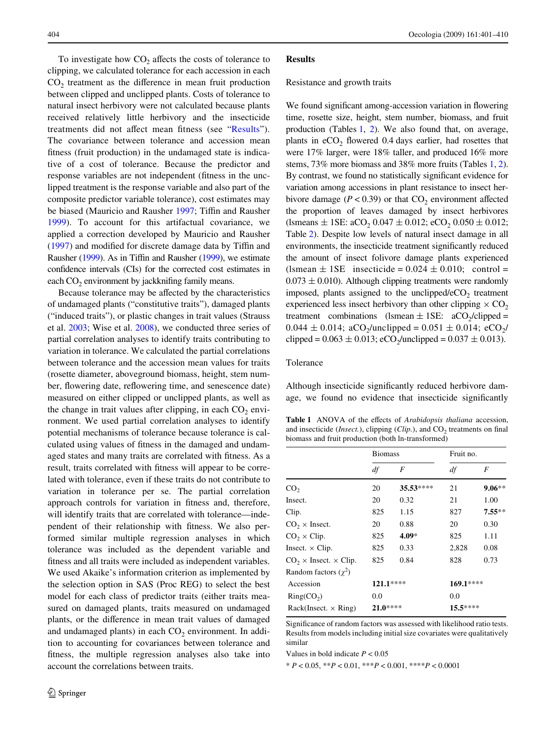To investigate how $CO_2$ affects the costs of tolerance to clipping, we calculated tolerance for each accession in each $CO_2$ treatment as the difference in mean fruit production between clipped and unclipped plants. Costs of tolerance to natural insect herbivory were not calculated because plants received relatively little herbivory and the insecticide treatments did not affect mean fitness (see "Results"). The covariance between tolerance and accession mean fitness (fruit production) in the undamaged state is indicative of a cost of tolerance. Because the predictor and response variables are not independent (fitness in the unclipped treatment is the response variable and also part of the composite predictor variable tolerance), cost estimates may be biased (Mauricio and Rausher 1997; Tiffin and Rausher 1999). To account for this artifactual covariance, we applied a correction developed by Mauricio and Rausher (1997) and modified for discrete damage data by Tiffin and Rausher (1999). As in Tiffin and Rausher (1999), we estimate confidence intervals (CIs) for the corrected cost estimates in each $CO_2$ environment by jackknifing family means.

Because tolerance may be affected by the characteristics of undamaged plants ("constitutive traits"), damaged plants ("induced traits"), or plastic changes in trait values (Strauss et al. 2003; Wise et al. 2008), we conducted three series of partial correlation analyses to identify traits contributing to variation in tolerance. We calculated the partial correlations between tolerance and the accession mean values for traits (rosette diameter, aboveground biomass, height, stem number, flowering date, reflowering time, and senescence date) measured on either clipped or unclipped plants, as well as the change in trait values after clipping, in each $CO_2$ environment. We used partial correlation analyses to identify potential mechanisms of tolerance because tolerance is calculated using values of fitness in the damaged and undamaged states and many traits are correlated with fitness. As a result, traits correlated with fitness will appear to be correlated with tolerance, even if these traits do not contribute to variation in tolerance per se. The partial correlation approach controls for variation in fitness and, therefore, will identify traits that are correlated with tolerance—independent of their relationship with fitness. We also performed similar multiple regression analyses in which tolerance was included as the dependent variable and fitness and all traits were included as independent variables. We used Akaike's information criterion as implemented by the selection option in SAS (Proc REG) to select the best model for each class of predictor traits (either traits measured on damaged plants, traits measured on undamaged plants, or the difference in mean trait values of damaged and undamaged plants) in each $CO_2$ environment. In addition to accounting for covariances between tolerance and fitness, the multiple regression analyses also take into account the correlations between traits.

## Results

### Resistance and growth traits

We found significant among-accession variation in flowering time, rosette size, height, stem number, biomass, and fruit production (Tables 1, 2). We also found that, on average, plants in $eCO_2$ flowered 0.4 days earlier, had rosettes that were 17% larger, were 18% taller, and produced 16% more stems, 73% more biomass and 38% more fruits (Tables 1, 2). By contrast, we found no statistically significant evidence for variation among accessions in plant resistance to insect herbivore damage ($P < 0.39$) or that $CO_2$ environment affected the proportion of leaves damaged by insect herbivores (lsmeans ± 1SE: $aCO_2$ 0.047 ± 0.012; $eCO_2$ 0.050 ± 0.012; Table 2). Despite low levels of natural insect damage in all environments, the insecticide treatment significantly reduced the amount of insect folivore damage plants experienced (lsmean ± 1SE insecticide = 0.024 ± 0.010; control = 0.073 ± 0.010). Although clipping treatments were randomly imposed, plants assigned to the unclipped/$eCO_2$ treatment experienced less insect herbivory than other clipping × $CO_2$ treatment combinations (lsmean ± 1SE: $aCO_2$/clipped = 0.044 ± 0.014; $aCO_2$/unclipped = 0.051 ± 0.014; $eCO_2$/clipped = 0.063 ± 0.013; $eCO_2$/unclipped = 0.037 ± 0.013).

### Tolerance

Although insecticide significantly reduced herbivore damage, we found no evidence that insecticide significantly

**Table 1** ANOVA of the effects of *Arabidopsis thaliana* accession, and insecticide (*Insect.*), clipping (*Clip.*), and $CO_2$ treatments on final biomass and fruit production (both ln-transformed)

| | Biomass | | Fruit no. | |
|---|---|---|---|---|
| | *df* | *F* | *df* | *F* |
| $CO_2$ | 20 | **35.53**$^{****}$ | 21 | **9.06**$^{**}$ |
| Insect. | 20 | 0.32 | 21 | 1.00 |
| Clip. | 825 | 1.15 | 827 | **7.55**$^{**}$ |
| $CO_2$ × Insect. | 20 | 0.88 | 20 | 0.30 |
| $CO_2$ × Clip. | 825 | **4.09**$^{*}$ | 825 | 1.11 |
| Insect. × Clip. | 825 | 0.33 | 2,828 | 0.08 |
| $CO_2$ × Insect. × Clip. | 825 | 0.84 | 828 | 0.73 |
| Random factors ($\chi^2$) | | | | |
| Accession | **121.1**$^{****}$ | | **169.1**$^{****}$ | |
| Ring($CO_2$) | 0.0 | | 0.0 | |
| Rack(Insect. × Ring) | **21.0**$^{****}$ | | **15.5**$^{****}$ | |

Significance of random factors was assessed with likelihood ratio tests. Results from models including initial size covariates were qualitatively similar

Values in bold indicate $P < 0.05$

* $P < 0.05$, ** $P < 0.01$, *** $P < 0.001$, **** $P < 0.0001$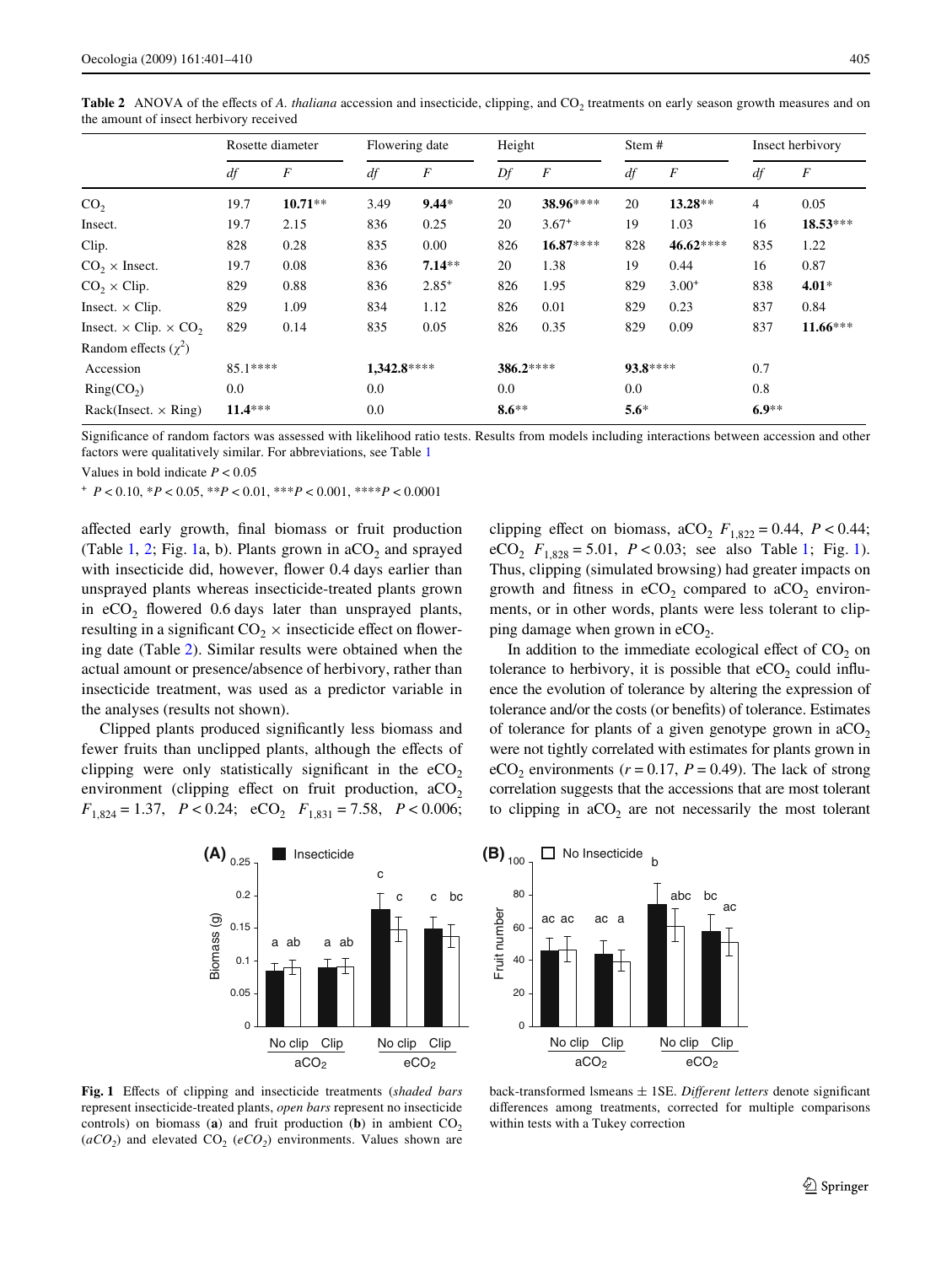**Table 2** ANOVA of the effects of *A. thaliana* accession and insecticide, clipping, and $CO_2$ treatments on early season growth measures and on the amount of insect herbivory received

| | Rosette diameter | | Flowering date | | Height | | Stem # | | Insect herbivory | |
|---|---|---|---|---|---|---|---|---|---|---|
| | *df* | *F* | *df* | *F* | *Df* | *F* | *df* | *F* | *df* | *F* |
| $CO_2$ | 19.7 | **10.71**** | 3.49 | **9.44*** | 20 | **38.96****** | 20 | **13.28**** | 4 | 0.05 |
| Insect. | 19.7 | 2.15 | 836 | 0.25 | 20 | $3.67^{+}$ | 19 | 1.03 | 16 | **18.53***** |
| Clip. | 828 | 0.28 | 835 | 0.00 | 826 | **16.87****** | 828 | **46.62****** | 835 | 1.22 |
| $CO_2$ × Insect. | 19.7 | 0.08 | 836 | **7.14**** | 20 | 1.38 | 19 | 0.44 | 16 | 0.87 |
| $CO_2$ × Clip. | 829 | 0.88 | 836 | $2.85^{+}$ | 826 | 1.95 | 829 | $3.00^{+}$ | 838 | **4.01*** |
| Insect. × Clip. | 829 | 1.09 | 834 | 1.12 | 826 | 0.01 | 829 | 0.23 | 837 | 0.84 |
| Insect. × Clip. × $CO_2$ | 829 | 0.14 | 835 | 0.05 | 826 | 0.35 | 829 | 0.09 | 837 | **11.66***** |
| Random effects ($\chi^2$) | | | | | | | | | | |
| Accession | 85.1**** | | **1,342.8****** | | **386.2****** | | **93.8****** | | 0.7 | |
| Ring($CO_2$) | 0.0 | | 0.0 | | 0.0 | | 0.0 | | 0.8 | |
| Rack(Insect. × Ring) | **11.4***** | | 0.0 | | **8.6**** | | **5.6*** | | **6.9**** | |

Significance of random factors was assessed with likelihood ratio tests. Results from models including interactions between accession and other factors were qualitatively similar. For abbreviations, see Table 1

Values in bold indicate $P < 0.05$

$^{+}$ $P < 0.10$, \*$P < 0.05$, \*\*$P < 0.01$, \*\*\*$P < 0.001$, \*\*\*\*$P < 0.0001$

affected early growth, final biomass or fruit production (Table 1, 2; Fig. 1a, b). Plants grown in $aCO_2$ and sprayed with insecticide did, however, flower 0.4 days earlier than unsprayed plants whereas insecticide-treated plants grown in $eCO_2$ flowered 0.6 days later than unsprayed plants, resulting in a significant $CO_2$ × insecticide effect on flowering date (Table 2). Similar results were obtained when the actual amount or presence/absence of herbivory, rather than insecticide treatment, was used as a predictor variable in the analyses (results not shown).

Clipped plants produced significantly less biomass and fewer fruits than unclipped plants, although the effects of clipping were only statistically significant in the $eCO_2$ environment (clipping effect on fruit production, $aCO_2$ $F_{1,824} = 1.37$, $P < 0.24$; $eCO_2$ $F_{1,831} = 7.58$, $P < 0.006$; clipping effect on biomass, $aCO_2$ $F_{1,822} = 0.44$, $P < 0.44$; $eCO_2$ $F_{1,828} = 5.01$, $P < 0.03$; see also Table 1; Fig. 1). Thus, clipping (simulated browsing) had greater impacts on growth and fitness in $eCO_2$ compared to $aCO_2$ environments, or in other words, plants were less tolerant to clipping damage when grown in $eCO_2$.

In addition to the immediate ecological effect of $CO_2$ on tolerance to herbivory, it is possible that $eCO_2$ could influence the evolution of tolerance by altering the expression of tolerance and/or the costs (or benefits) of tolerance. Estimates of tolerance for plants of a given genotype grown in $aCO_2$ were not tightly correlated with estimates for plants grown in $eCO_2$ environments ($r = 0.17$, $P = 0.49$). The lack of strong correlation suggests that the accessions that are most tolerant to clipping in $aCO_2$ are not necessarily the most tolerant

**Fig. 1** Effects of clipping and insecticide treatments (*shaded bars* represent insecticide-treated plants, *open bars* represent no insecticide controls) on biomass (**a**) and fruit production (**b**) in ambient $CO_2$ (*$aCO_2$*) and elevated $CO_2$ (*$eCO_2$*) environments. Values shown are back-transformed lsmeans ± 1SE. *Different letters* denote significant differences among treatments, corrected for multiple comparisons within tests with a Tukey correction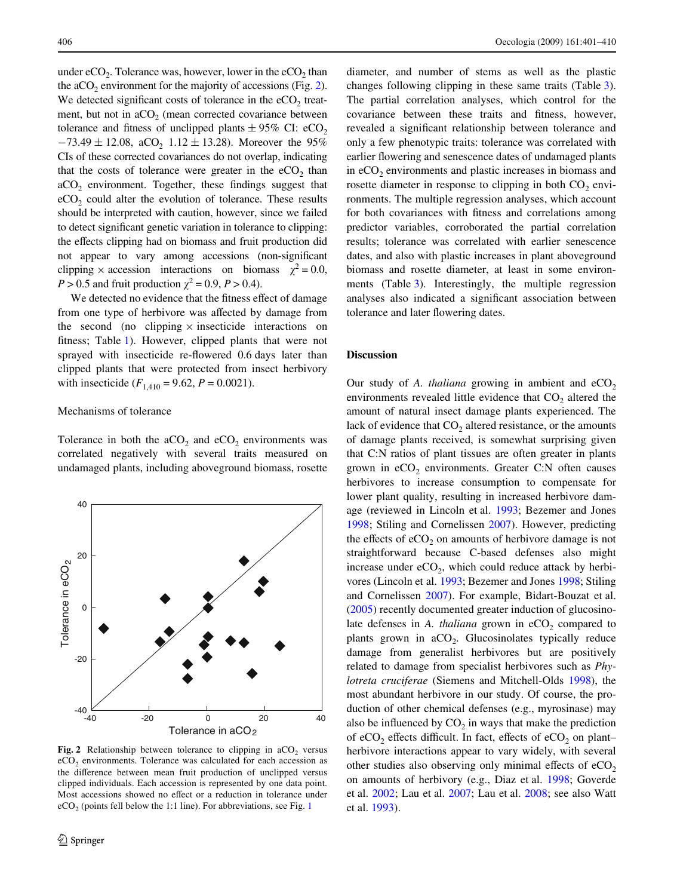under $eCO_2$. Tolerance was, however, lower in the $eCO_2$ than the $aCO_2$ environment for the majority of accessions (Fig. 2). We detected significant costs of tolerance in the $eCO_2$ treatment, but not in $aCO_2$ (mean corrected covariance between tolerance and fitness of unclipped plants ± 95% CI: $eCO_2$ −73.49 ± 12.08, $aCO_2$ 1.12 ± 13.28). Moreover the 95% CIs of these corrected covariances do not overlap, indicating that the costs of tolerance were greater in the $eCO_2$ than $aCO_2$ environment. Together, these findings suggest that $eCO_2$ could alter the evolution of tolerance. These results should be interpreted with caution, however, since we failed to detect significant genetic variation in tolerance to clipping: the effects clipping had on biomass and fruit production did not appear to vary among accessions (non-significant clipping × accession interactions on biomass $\chi^2 = 0.0$, $P > 0.5$ and fruit production $\chi^2 = 0.9$, $P > 0.4$).

We detected no evidence that the fitness effect of damage from one type of herbivore was affected by damage from the second (no clipping × insecticide interactions on fitness; Table 1). However, clipped plants that were not sprayed with insecticide re-flowered 0.6 days later than clipped plants that were protected from insect herbivory with insecticide ($F_{1,410} = 9.62$, $P = 0.0021$).

Mechanisms of tolerance

Tolerance in both the $aCO_2$ and $eCO_2$ environments was correlated negatively with several traits measured on undamaged plants, including aboveground biomass, rosette diameter, and number of stems as well as the plastic changes following clipping in these same traits (Table 3). The partial correlation analyses, which control for the covariance between these traits and fitness, however, revealed a significant relationship between tolerance and only a few phenotypic traits: tolerance was correlated with earlier flowering and senescence dates of undamaged plants in $eCO_2$ environments and plastic increases in biomass and rosette diameter in response to clipping in both $CO_2$ environments. The multiple regression analyses, which account for both covariances with fitness and correlations among predictor variables, corroborated the partial correlation results; tolerance was correlated with earlier senescence dates, and also with plastic increases in plant aboveground biomass and rosette diameter, at least in some environments (Table 3). Interestingly, the multiple regression analyses also indicated a significant association between tolerance and later flowering dates.

**Fig. 2** Relationship between tolerance to clipping in $aCO_2$ versus $eCO_2$ environments. Tolerance was calculated for each accession as the difference between mean fruit production of unclipped versus clipped individuals. Each accession is represented by one data point. Most accessions showed no effect or a reduction in tolerance under $eCO_2$ (points fell below the 1:1 line). For abbreviations, see Fig. 1

## Discussion

Our study of *A. thaliana* growing in ambient and $eCO_2$ environments revealed little evidence that $CO_2$ altered the amount of natural insect damage plants experienced. The lack of evidence that $CO_2$ altered resistance, or the amounts of damage plants received, is somewhat surprising given that C:N ratios of plant tissues are often greater in plants grown in $eCO_2$ environments. Greater C:N often causes herbivores to increase consumption to compensate for lower plant quality, resulting in increased herbivore damage (reviewed in Lincoln et al. 1993; Bezemer and Jones 1998; Stiling and Cornelissen 2007). However, predicting the effects of $eCO_2$ on amounts of herbivore damage is not straightforward because C-based defenses also might increase under $eCO_2$, which could reduce attack by herbivores (Lincoln et al. 1993; Bezemer and Jones 1998; Stiling and Cornelissen 2007). For example, Bidart-Bouzat et al. (2005) recently documented greater induction of glucosinolate defenses in *A. thaliana* grown in $eCO_2$ compared to plants grown in $aCO_2$. Glucosinolates typically reduce damage from generalist herbivores but are positively related to damage from specialist herbivores such as *Phylotreta cruciferae* (Siemens and Mitchell-Olds 1998), the most abundant herbivore in our study. Of course, the production of other chemical defenses (e.g., myrosinase) may also be influenced by $CO_2$ in ways that make the prediction of $eCO_2$ effects difficult. In fact, effects of $eCO_2$ on plant–herbivore interactions appear to vary widely, with several other studies also observing only minimal effects of $eCO_2$ on amounts of herbivory (e.g., Diaz et al. 1998; Goverde et al. 2002; Lau et al. 2007; Lau et al. 2008; see also Watt et al. 1993).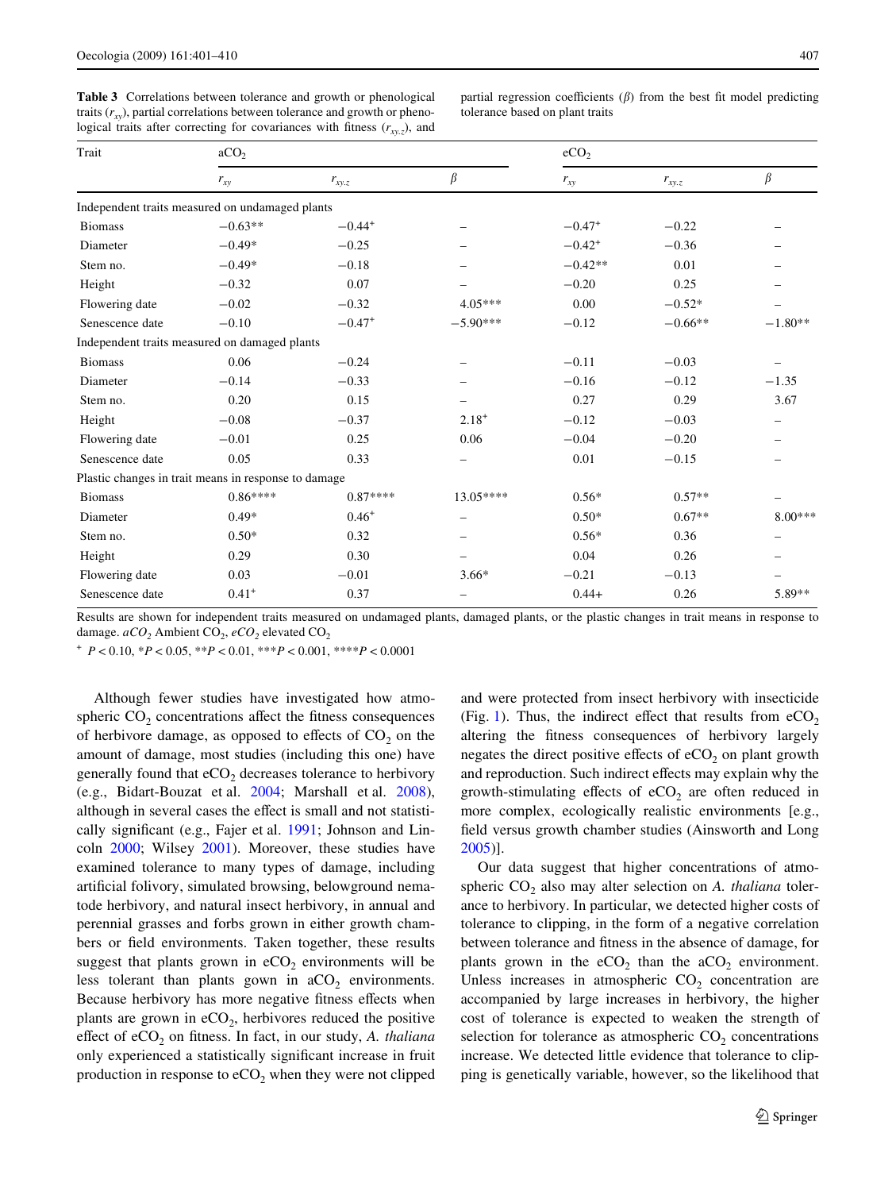**Table 3** Correlations between tolerance and growth or phenological traits ($r_{xy}$), partial correlations between tolerance and growth or phenological traits after correcting for covariances with fitness ($r_{xy.z}$), and partial regression coefficients ($\beta$) from the best fit model predicting tolerance based on plant traits

| Trait | $aCO_2$ | | | $eCO_2$ | | |
|---|---|---|---|---|---|---|
| | $r_{xy}$ | $r_{xy.z}$ | $\beta$ | $r_{xy}$ | $r_{xy.z}$ | $\beta$ |
| Independent traits measured on undamaged plants | | | | | | |
| Biomass | −0.63** | −0.44+ | – | −0.47+ | −0.22 | – |
| Diameter | −0.49* | −0.25 | – | −0.42+ | −0.36 | – |
| Stem no. | −0.49* | −0.18 | – | −0.42** | 0.01 | – |
| Height | −0.32 | 0.07 | – | −0.20 | 0.25 | – |
| Flowering date | −0.02 | −0.32 | 4.05*** | 0.00 | −0.52* | – |
| Senescence date | −0.10 | −0.47+ | −5.90*** | −0.12 | −0.66** | −1.80** |
| Independent traits measured on damaged plants | | | | | | |
| Biomass | 0.06 | −0.24 | – | −0.11 | −0.03 | – |
| Diameter | −0.14 | −0.33 | – | −0.16 | −0.12 | −1.35 |
| Stem no. | 0.20 | 0.15 | – | 0.27 | 0.29 | 3.67 |
| Height | −0.08 | −0.37 | 2.18+ | −0.12 | −0.03 | – |
| Flowering date | −0.01 | 0.25 | 0.06 | −0.04 | −0.20 | – |
| Senescence date | 0.05 | 0.33 | – | 0.01 | −0.15 | – |
| Plastic changes in trait means in response to damage | | | | | | |
| Biomass | 0.86**** | 0.87**** | 13.05**** | 0.56* | 0.57** | – |
| Diameter | 0.49* | 0.46+ | – | 0.50* | 0.67** | 8.00*** |
| Stem no. | 0.50* | 0.32 | – | 0.56* | 0.36 | – |
| Height | 0.29 | 0.30 | – | 0.04 | 0.26 | – |
| Flowering date | 0.03 | −0.01 | 3.66* | −0.21 | −0.13 | – |
| Senescence date | 0.41+ | 0.37 | – | 0.44+ | 0.26 | 5.89** |

Results are shown for independent traits measured on undamaged plants, damaged plants, or the plastic changes in trait means in response to damage. *$aCO_2$* Ambient $CO_2$, *$eCO_2$* elevated $CO_2$

+ $P < 0.10$, *$P < 0.05$, **$P < 0.01$, ***$P < 0.001$, ****$P < 0.0001$

Although fewer studies have investigated how atmospheric $CO_2$ concentrations affect the fitness consequences of herbivore damage, as opposed to effects of $CO_2$ on the amount of damage, most studies (including this one) have generally found that $eCO_2$ decreases tolerance to herbivory (e.g., Bidart-Bouzat et al. 2004; Marshall et al. 2008), although in several cases the effect is small and not statistically significant (e.g., Fajer et al. 1991; Johnson and Lincoln 2000; Wilsey 2001). Moreover, these studies have examined tolerance to many types of damage, including artificial folivory, simulated browsing, belowground nematode herbivory, and natural insect herbivory, in annual and perennial grasses and forbs grown in either growth chambers or field environments. Taken together, these results suggest that plants grown in $eCO_2$ environments will be less tolerant than plants gown in $aCO_2$ environments. Because herbivory has more negative fitness effects when plants are grown in $eCO_2$, herbivores reduced the positive effect of $eCO_2$ on fitness. In fact, in our study, *A. thaliana* only experienced a statistically significant increase in fruit production in response to $eCO_2$ when they were not clipped and were protected from insect herbivory with insecticide (Fig. 1). Thus, the indirect effect that results from $eCO_2$ altering the fitness consequences of herbivory largely negates the direct positive effects of $eCO_2$ on plant growth and reproduction. Such indirect effects may explain why the growth-stimulating effects of $eCO_2$ are often reduced in more complex, ecologically realistic environments [e.g., field versus growth chamber studies (Ainsworth and Long 2005)].

Our data suggest that higher concentrations of atmospheric $CO_2$ also may alter selection on *A. thaliana* tolerance to herbivory. In particular, we detected higher costs of tolerance to clipping, in the form of a negative correlation between tolerance and fitness in the absence of damage, for plants grown in the $eCO_2$ than the $aCO_2$ environment. Unless increases in atmospheric $CO_2$ concentration are accompanied by large increases in herbivory, the higher cost of tolerance is expected to weaken the strength of selection for tolerance as atmospheric $CO_2$ concentrations increase. We detected little evidence that tolerance to clipping is genetically variable, however, so the likelihood that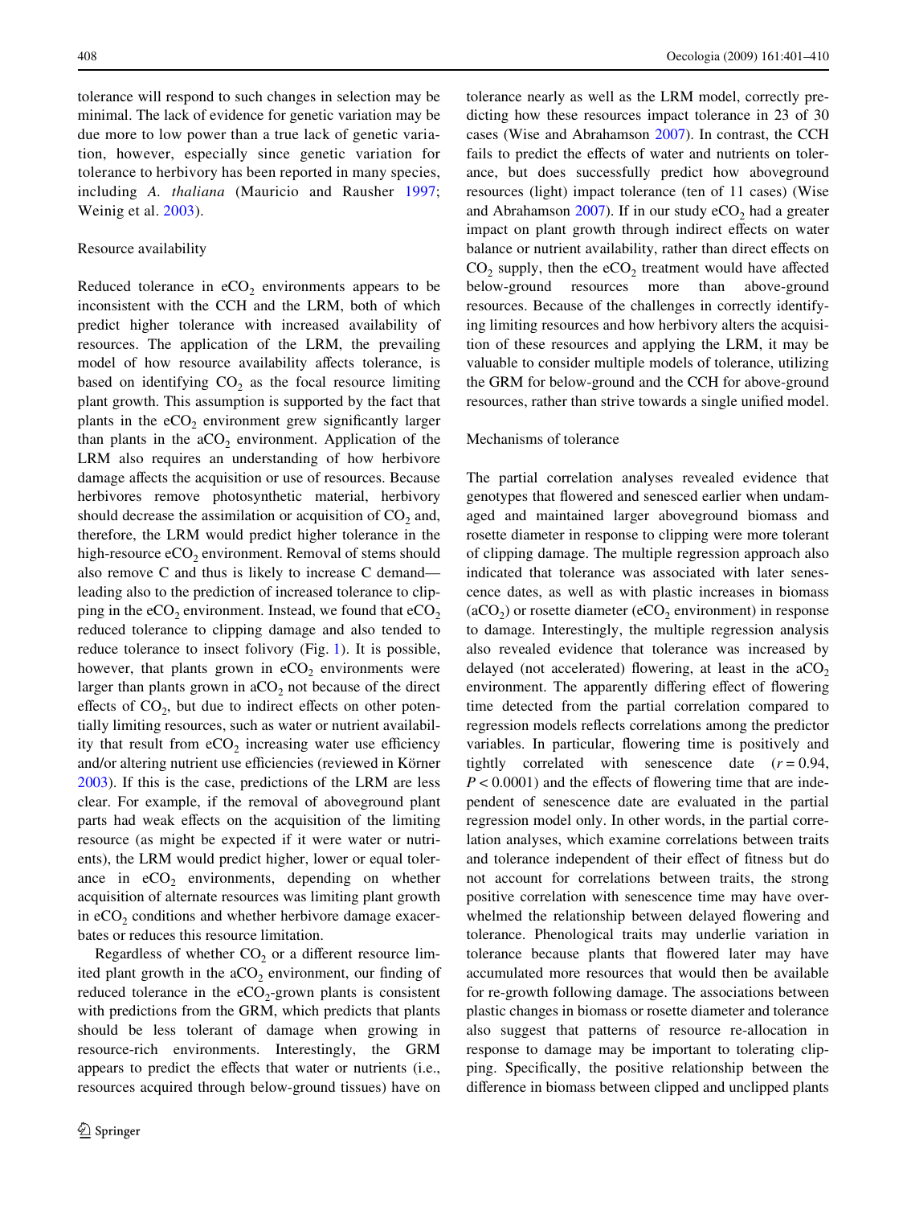tolerance will respond to such changes in selection may be minimal. The lack of evidence for genetic variation may be due more to low power than a true lack of genetic variation, however, especially since genetic variation for tolerance to herbivory has been reported in many species, including *A. thaliana* (Mauricio and Rausher 1997; Weinig et al. 2003).

### Resource availability

Reduced tolerance in e$CO_2$ environments appears to be inconsistent with the CCH and the LRM, both of which predict higher tolerance with increased availability of resources. The application of the LRM, the prevailing model of how resource availability affects tolerance, is based on identifying $CO_2$ as the focal resource limiting plant growth. This assumption is supported by the fact that plants in the e$CO_2$ environment grew significantly larger than plants in the a$CO_2$ environment. Application of the LRM also requires an understanding of how herbivore damage affects the acquisition or use of resources. Because herbivores remove photosynthetic material, herbivory should decrease the assimilation or acquisition of $CO_2$ and, therefore, the LRM would predict higher tolerance in the high-resource e$CO_2$ environment. Removal of stems should also remove C and thus is likely to increase C demand—leading also to the prediction of increased tolerance to clipping in the e$CO_2$ environment. Instead, we found that e$CO_2$ reduced tolerance to clipping damage and also tended to reduce tolerance to insect folivory (Fig. 1). It is possible, however, that plants grown in e$CO_2$ environments were larger than plants grown in a$CO_2$ not because of the direct effects of $CO_2$, but due to indirect effects on other potentially limiting resources, such as water or nutrient availability that result from e$CO_2$ increasing water use efficiency and/or altering nutrient use efficiencies (reviewed in Körner 2003). If this is the case, predictions of the LRM are less clear. For example, if the removal of aboveground plant parts had weak effects on the acquisition of the limiting resource (as might be expected if it were water or nutrients), the LRM would predict higher, lower or equal tolerance in e$CO_2$ environments, depending on whether acquisition of alternate resources was limiting plant growth in e$CO_2$ conditions and whether herbivore damage exacerbates or reduces this resource limitation.

Regardless of whether $CO_2$ or a different resource limited plant growth in the a$CO_2$ environment, our finding of reduced tolerance in the e$CO_2$-grown plants is consistent with predictions from the GRM, which predicts that plants should be less tolerant of damage when growing in resource-rich environments. Interestingly, the GRM appears to predict the effects that water or nutrients (i.e., resources acquired through below-ground tissues) have on tolerance nearly as well as the LRM model, correctly predicting how these resources impact tolerance in 23 of 30 cases (Wise and Abrahamson 2007). In contrast, the CCH fails to predict the effects of water and nutrients on tolerance, but does successfully predict how aboveground resources (light) impact tolerance (ten of 11 cases) (Wise and Abrahamson 2007). If in our study e$CO_2$ had a greater impact on plant growth through indirect effects on water balance or nutrient availability, rather than direct effects on $CO_2$ supply, then the e$CO_2$ treatment would have affected below-ground resources more than above-ground resources. Because of the challenges in correctly identifying limiting resources and how herbivory alters the acquisition of these resources and applying the LRM, it may be valuable to consider multiple models of tolerance, utilizing the GRM for below-ground and the CCH for above-ground resources, rather than strive towards a single unified model.

### Mechanisms of tolerance

The partial correlation analyses revealed evidence that genotypes that flowered and senesced earlier when undamaged and maintained larger aboveground biomass and rosette diameter in response to clipping were more tolerant of clipping damage. The multiple regression approach also indicated that tolerance was associated with later senescence dates, as well as with plastic increases in biomass (a$CO_2$) or rosette diameter (e$CO_2$ environment) in response to damage. Interestingly, the multiple regression analysis also revealed evidence that tolerance was increased by delayed (not accelerated) flowering, at least in the a$CO_2$ environment. The apparently differing effect of flowering time detected from the partial correlation compared to regression models reflects correlations among the predictor variables. In particular, flowering time is positively and tightly correlated with senescence date ($r = 0.94$, $P < 0.0001$) and the effects of flowering time that are independent of senescence date are evaluated in the partial regression model only. In other words, in the partial correlation analyses, which examine correlations between traits and tolerance independent of their effect of fitness but do not account for correlations between traits, the strong positive correlation with senescence time may have overwhelmed the relationship between delayed flowering and tolerance. Phenological traits may underlie variation in tolerance because plants that flowered later may have accumulated more resources that would then be available for re-growth following damage. The associations between plastic changes in biomass or rosette diameter and tolerance also suggest that patterns of resource re-allocation in response to damage may be important to tolerating clipping. Specifically, the positive relationship between the difference in biomass between clipped and unclipped plants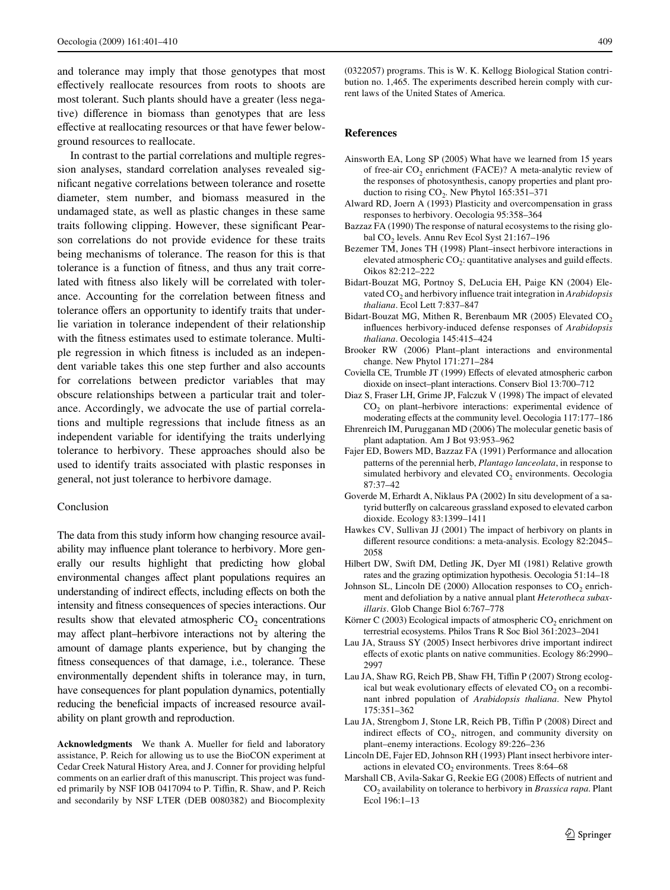and tolerance may imply that those genotypes that most effectively reallocate resources from roots to shoots are most tolerant. Such plants should have a greater (less negative) difference in biomass than genotypes that are less effective at reallocating resources or that have fewer belowground resources to reallocate.

In contrast to the partial correlations and multiple regression analyses, standard correlation analyses revealed significant negative correlations between tolerance and rosette diameter, stem number, and biomass measured in the undamaged state, as well as plastic changes in these same traits following clipping. However, these significant Pearson correlations do not provide evidence for these traits being mechanisms of tolerance. The reason for this is that tolerance is a function of fitness, and thus any trait correlated with fitness also likely will be correlated with tolerance. Accounting for the correlation between fitness and tolerance offers an opportunity to identify traits that underlie variation in tolerance independent of their relationship with the fitness estimates used to estimate tolerance. Multiple regression in which fitness is included as an independent variable takes this one step further and also accounts for correlations between predictor variables that may obscure relationships between a particular trait and tolerance. Accordingly, we advocate the use of partial correlations and multiple regressions that include fitness as an independent variable for identifying the traits underlying tolerance to herbivory. These approaches should also be used to identify traits associated with plastic responses in general, not just tolerance to herbivore damage.

## Conclusion

The data from this study inform how changing resource availability may influence plant tolerance to herbivory. More generally our results highlight that predicting how global environmental changes affect plant populations requires an understanding of indirect effects, including effects on both the intensity and fitness consequences of species interactions. Our results show that elevated atmospheric $CO_2$ concentrations may affect plant–herbivore interactions not by altering the amount of damage plants experience, but by changing the fitness consequences of that damage, i.e., tolerance. These environmentally dependent shifts in tolerance may, in turn, have consequences for plant population dynamics, potentially reducing the beneficial impacts of increased resource availability on plant growth and reproduction.

**Acknowledgments** We thank A. Mueller for field and laboratory assistance, P. Reich for allowing us to use the BioCON experiment at Cedar Creek Natural History Area, and J. Conner for providing helpful comments on an earlier draft of this manuscript. This project was funded primarily by NSF IOB 0417094 to P. Tiffin, R. Shaw, and P. Reich and secondarily by NSF LTER (DEB 0080382) and Biocomplexity (0322057) programs. This is W. K. Kellogg Biological Station contribution no. 1,465. The experiments described herein comply with current laws of the United States of America.

## References

Ainsworth EA, Long SP (2005) What have we learned from 15 years of free-air $CO_2$ enrichment (FACE)? A meta-analytic review of the responses of photosynthesis, canopy properties and plant production to rising $CO_2$. New Phytol 165:351–371

Alward RD, Joern A (1993) Plasticity and overcompensation in grass responses to herbivory. Oecologia 95:358–364

Bazzaz FA (1990) The response of natural ecosystems to the rising global $CO_2$ levels. Annu Rev Ecol Syst 21:167–196

Bezemer TM, Jones TH (1998) Plant–insect herbivore interactions in elevated atmospheric $CO_2$: quantitative analyses and guild effects. Oikos 82:212–222

Bidart-Bouzat MG, Portnoy S, DeLucia EH, Paige KN (2004) Elevated $CO_2$ and herbivory influence trait integration in *Arabidopsis thaliana*. Ecol Lett 7:837–847

Bidart-Bouzat MG, Mithen R, Berenbaum MR (2005) Elevated $CO_2$ influences herbivory-induced defense responses of *Arabidopsis thaliana*. Oecologia 145:415–424

Brooker RW (2006) Plant–plant interactions and environmental change. New Phytol 171:271–284

Coviella CE, Trumble JT (1999) Effects of elevated atmospheric carbon dioxide on insect–plant interactions. Conserv Biol 13:700–712

Diaz S, Fraser LH, Grime JP, Falczuk V (1998) The impact of elevated $CO_2$ on plant–herbivore interactions: experimental evidence of moderating effects at the community level. Oecologia 117:177–186

Ehrenreich IM, Purugganan MD (2006) The molecular genetic basis of plant adaptation. Am J Bot 93:953–962

Fajer ED, Bowers MD, Bazzaz FA (1991) Performance and allocation patterns of the perennial herb, *Plantago lanceolata*, in response to simulated herbivory and elevated $CO_2$ environments. Oecologia 87:37–42

Goverde M, Erhardt A, Niklaus PA (2002) In situ development of a satyrid butterfly on calcareous grassland exposed to elevated carbon dioxide. Ecology 83:1399–1411

Hawkes CV, Sullivan JJ (2001) The impact of herbivory on plants in different resource conditions: a meta-analysis. Ecology 82:2045–2058

Hilbert DW, Swift DM, Detling JK, Dyer MI (1981) Relative growth rates and the grazing optimization hypothesis. Oecologia 51:14–18

Johnson SL, Lincoln DE (2000) Allocation responses to $CO_2$ enrichment and defoliation by a native annual plant *Heterotheca subaxillaris*. Glob Change Biol 6:767–778

Körner C (2003) Ecological impacts of atmospheric $CO_2$ enrichment on terrestrial ecosystems. Philos Trans R Soc Biol 361:2023–2041

Lau JA, Strauss SY (2005) Insect herbivores drive important indirect effects of exotic plants on native communities. Ecology 86:2990–2997

Lau JA, Shaw RG, Reich PB, Shaw FH, Tiffin P (2007) Strong ecological but weak evolutionary effects of elevated $CO_2$ on a recombinant inbred population of *Arabidopsis thaliana*. New Phytol 175:351–362

Lau JA, Strengbom J, Stone LR, Reich PB, Tiffin P (2008) Direct and indirect effects of $CO_2$, nitrogen, and community diversity on plant–enemy interactions. Ecology 89:226–236

Lincoln DE, Fajer ED, Johnson RH (1993) Plant insect herbivore interactions in elevated $CO_2$ environments. Trees 8:64–68

Marshall CB, Avila-Sakar G, Reekie EG (2008) Effects of nutrient and $CO_2$ availability on tolerance to herbivory in *Brassica rapa*. Plant Ecol 196:1–13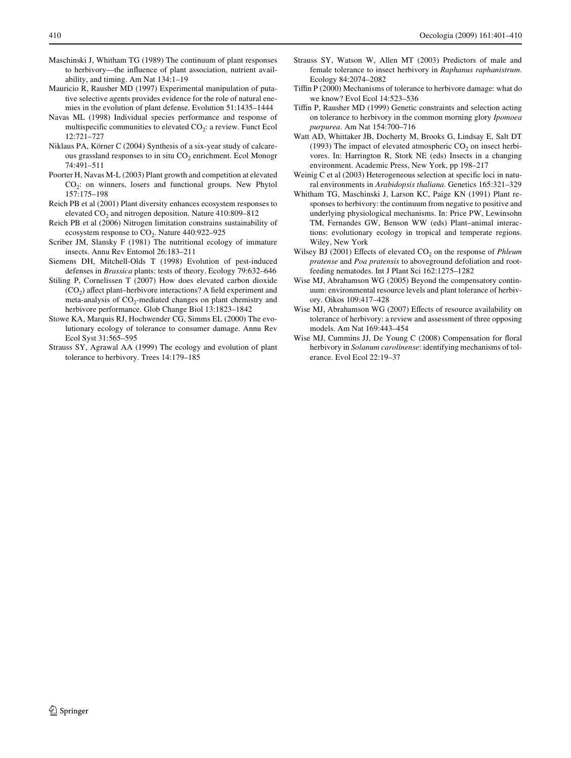Maschinski J, Whitham TG (1989) The continuum of plant responses to herbivory—the influence of plant association, nutrient availability, and timing. Am Nat 134:1–19

Mauricio R, Rausher MD (1997) Experimental manipulation of putative selective agents provides evidence for the role of natural enemies in the evolution of plant defense. Evolution 51:1435–1444

Navas ML (1998) Individual species performance and response of multispecific communities to elevated $CO_2$: a review. Funct Ecol 12:721–727

Niklaus PA, Körner C (2004) Synthesis of a six-year study of calcareous grassland responses to in situ $CO_2$ enrichment. Ecol Monogr 74:491–511

Poorter H, Navas M-L (2003) Plant growth and competition at elevated $CO_2$: on winners, losers and functional groups. New Phytol 157:175–198

Reich PB et al (2001) Plant diversity enhances ecosystem responses to elevated $CO_2$ and nitrogen deposition. Nature 410:809–812

Reich PB et al (2006) Nitrogen limitation constrains sustainability of ecosystem response to $CO_2$. Nature 440:922–925

Scriber JM, Slansky F (1981) The nutritional ecology of immature insects. Annu Rev Entomol 26:183–211

Siemens DH, Mitchell-Olds T (1998) Evolution of pest-induced defenses in *Brassica* plants: tests of theory. Ecology 79:632–646

Stiling P, Cornelissen T (2007) How does elevated carbon dioxide ($CO_2$) affect plant–herbivore interactions? A field experiment and meta-analysis of $CO_2$-mediated changes on plant chemistry and herbivore performance. Glob Change Biol 13:1823–1842

Stowe KA, Marquis RJ, Hochwender CG, Simms EL (2000) The evolutionary ecology of tolerance to consumer damage. Annu Rev Ecol Syst 31:565–595

Strauss SY, Agrawal AA (1999) The ecology and evolution of plant tolerance to herbivory. Trees 14:179–185

Strauss SY, Watson W, Allen MT (2003) Predictors of male and female tolerance to insect herbivory in *Raphanus raphanistrum*. Ecology 84:2074–2082

Tiffin P (2000) Mechanisms of tolerance to herbivore damage: what do we know? Evol Ecol 14:523–536

Tiffin P, Rausher MD (1999) Genetic constraints and selection acting on tolerance to herbivory in the common morning glory *Ipomoea purpurea*. Am Nat 154:700–716

Watt AD, Whittaker JB, Docherty M, Brooks G, Lindsay E, Salt DT (1993) The impact of elevated atmospheric $CO_2$ on insect herbivores. In: Harrington R, Stork NE (eds) Insects in a changing environment. Academic Press, New York, pp 198–217

Weinig C et al (2003) Heterogeneous selection at specific loci in natural environments in *Arabidopsis thaliana*. Genetics 165:321–329

Whitham TG, Maschinski J, Larson KC, Paige KN (1991) Plant responses to herbivory: the continuum from negative to positive and underlying physiological mechanisms. In: Price PW, Lewinsohn TM, Fernandes GW, Benson WW (eds) Plant–animal interactions: evolutionary ecology in tropical and temperate regions. Wiley, New York

Wilsey BJ (2001) Effects of elevated $CO_2$ on the response of *Phleum pratense* and *Poa pratensis* to aboveground defoliation and root-feeding nematodes. Int J Plant Sci 162:1275–1282

Wise MJ, Abrahamson WG (2005) Beyond the compensatory continuum: environmental resource levels and plant tolerance of herbivory. Oikos 109:417–428

Wise MJ, Abrahamson WG (2007) Effects of resource availability on tolerance of herbivory: a review and assessment of three opposing models. Am Nat 169:443–454

Wise MJ, Cummins JJ, De Young C (2008) Compensation for floral herbivory in *Solanum carolinense*: identifying mechanisms of tolerance. Evol Ecol 22:19–37